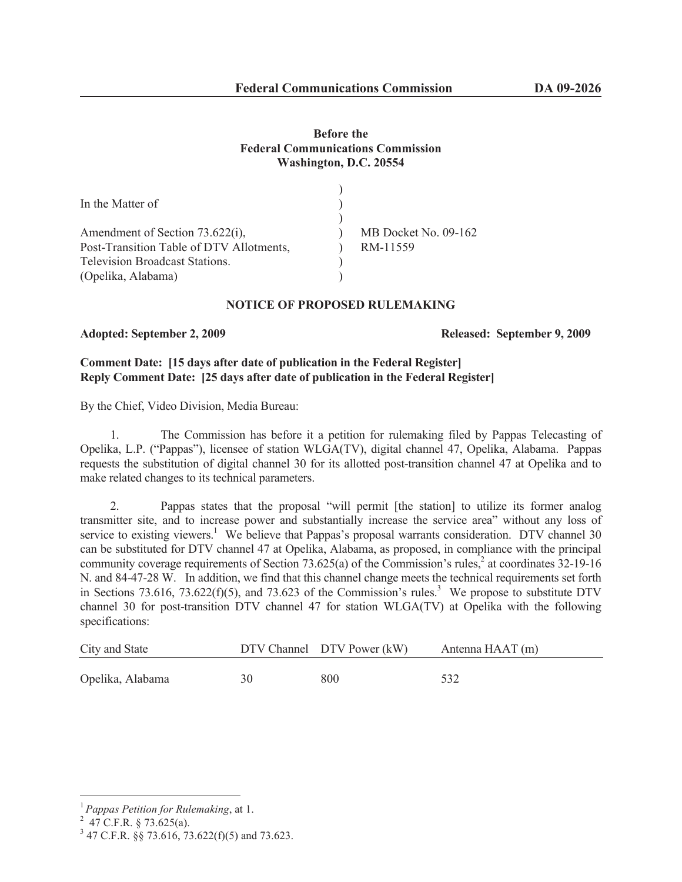**Before the**
**Federal Communications Commission**
**Washington, D.C. 20554**

| | | |
|---|---|---|
| In the Matter of | ) | |
| | ) | |
| Amendment of Section 73.622(i), | ) | MB Docket No. 09-162 |
| Post-Transition Table of DTV Allotments, | ) | RM-11559 |
| Television Broadcast Stations. | ) | |
| (Opelika, Alabama) | ) | |

**NOTICE OF PROPOSED RULEMAKING**

**Adopted: September 2, 2009** **Released: September 9, 2009**

**Comment Date: [15 days after date of publication in the Federal Register]**
**Reply Comment Date: [25 days after date of publication in the Federal Register]**

By the Chief, Video Division, Media Bureau:

1. The Commission has before it a petition for rulemaking filed by Pappas Telecasting of Opelika, L.P. ("Pappas"), licensee of station WLGA(TV), digital channel 47, Opelika, Alabama. Pappas requests the substitution of digital channel 30 for its allotted post-transition channel 47 at Opelika and to make related changes to its technical parameters.

2. Pappas states that the proposal "will permit [the station] to utilize its former analog transmitter site, and to increase power and substantially increase the service area" without any loss of service to existing viewers.[1] We believe that Pappas's proposal warrants consideration. DTV channel 30 can be substituted for DTV channel 47 at Opelika, Alabama, as proposed, in compliance with the principal community coverage requirements of Section 73.625(a) of the Commission's rules,[2] at coordinates 32-19-16 N. and 84-47-28 W. In addition, we find that this channel change meets the technical requirements set forth in Sections 73.616, 73.622(f)(5), and 73.623 of the Commission's rules.[3] We propose to substitute DTV channel 30 for post-transition DTV channel 47 for station WLGA(TV) at Opelika with the following specifications:

| City and State | DTV Channel | DTV Power (kW) | Antenna HAAT (m) |
|---|---|---|---|
| Opelika, Alabama | 30 | 800 | 532 |

---

[1] *Pappas Petition for Rulemaking*, at 1.

[2] 47 C.F.R. § 73.625(a).

[3] 47 C.F.R. §§ 73.616, 73.622(f)(5) and 73.623.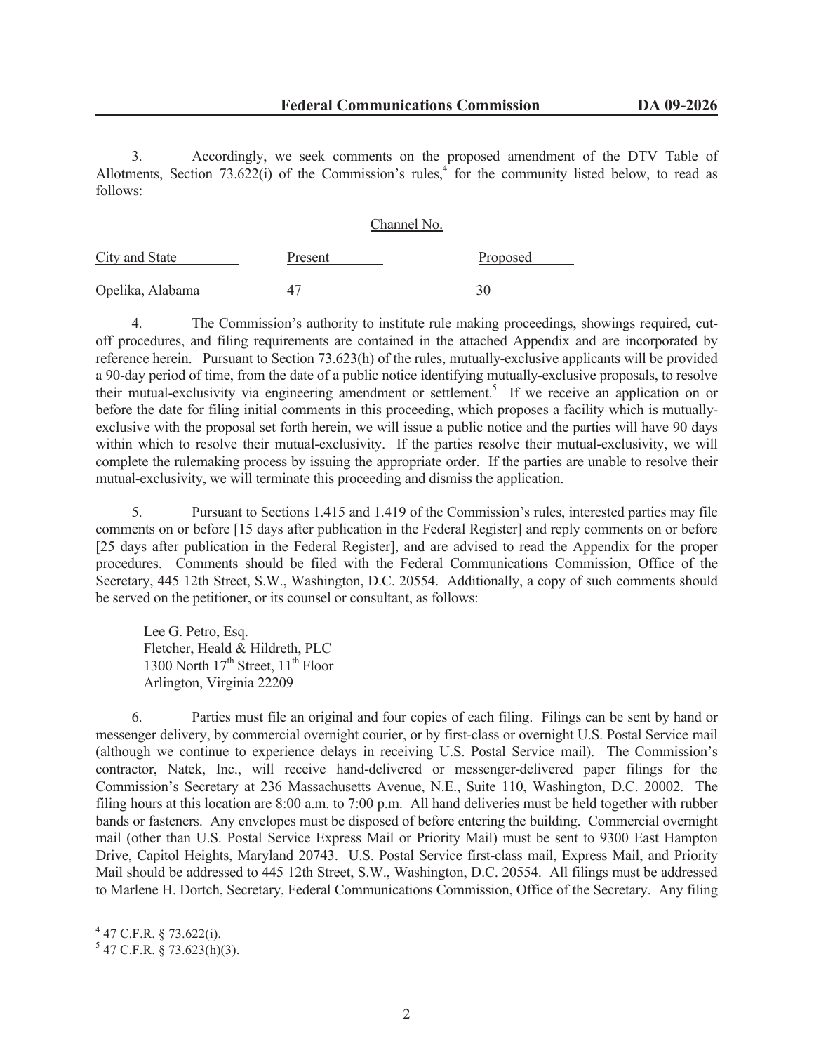3. Accordingly, we seek comments on the proposed amendment of the DTV Table of Allotments, Section 73.622(i) of the Commission's rules,[4] for the community listed below, to read as follows:

| | Channel No. | |
|---|---|---|
| City and State | Present | Proposed |
| Opelika, Alabama | 47 | 30 |

4. The Commission's authority to institute rule making proceedings, showings required, cut-off procedures, and filing requirements are contained in the attached Appendix and are incorporated by reference herein. Pursuant to Section 73.623(h) of the rules, mutually-exclusive applicants will be provided a 90-day period of time, from the date of a public notice identifying mutually-exclusive proposals, to resolve their mutual-exclusivity via engineering amendment or settlement.[5] If we receive an application on or before the date for filing initial comments in this proceeding, which proposes a facility which is mutually-exclusive with the proposal set forth herein, we will issue a public notice and the parties will have 90 days within which to resolve their mutual-exclusivity. If the parties resolve their mutual-exclusivity, we will complete the rulemaking process by issuing the appropriate order. If the parties are unable to resolve their mutual-exclusivity, we will terminate this proceeding and dismiss the application.

5. Pursuant to Sections 1.415 and 1.419 of the Commission's rules, interested parties may file comments on or before [15 days after publication in the Federal Register] and reply comments on or before [25 days after publication in the Federal Register], and are advised to read the Appendix for the proper procedures. Comments should be filed with the Federal Communications Commission, Office of the Secretary, 445 12th Street, S.W., Washington, D.C. 20554. Additionally, a copy of such comments should be served on the petitioner, or its counsel or consultant, as follows:

Lee G. Petro, Esq.
Fletcher, Heald & Hildreth, PLC
1300 North 17th Street, 11th Floor
Arlington, Virginia 22209

6. Parties must file an original and four copies of each filing. Filings can be sent by hand or messenger delivery, by commercial overnight courier, or by first-class or overnight U.S. Postal Service mail (although we continue to experience delays in receiving U.S. Postal Service mail). The Commission's contractor, Natek, Inc., will receive hand-delivered or messenger-delivered paper filings for the Commission's Secretary at 236 Massachusetts Avenue, N.E., Suite 110, Washington, D.C. 20002. The filing hours at this location are 8:00 a.m. to 7:00 p.m. All hand deliveries must be held together with rubber bands or fasteners. Any envelopes must be disposed of before entering the building. Commercial overnight mail (other than U.S. Postal Service Express Mail or Priority Mail) must be sent to 9300 East Hampton Drive, Capitol Heights, Maryland 20743. U.S. Postal Service first-class mail, Express Mail, and Priority Mail should be addressed to 445 12th Street, S.W., Washington, D.C. 20554. All filings must be addressed to Marlene H. Dortch, Secretary, Federal Communications Commission, Office of the Secretary. Any filing

---

[4] 47 C.F.R. § 73.622(i).

[5] 47 C.F.R. § 73.623(h)(3).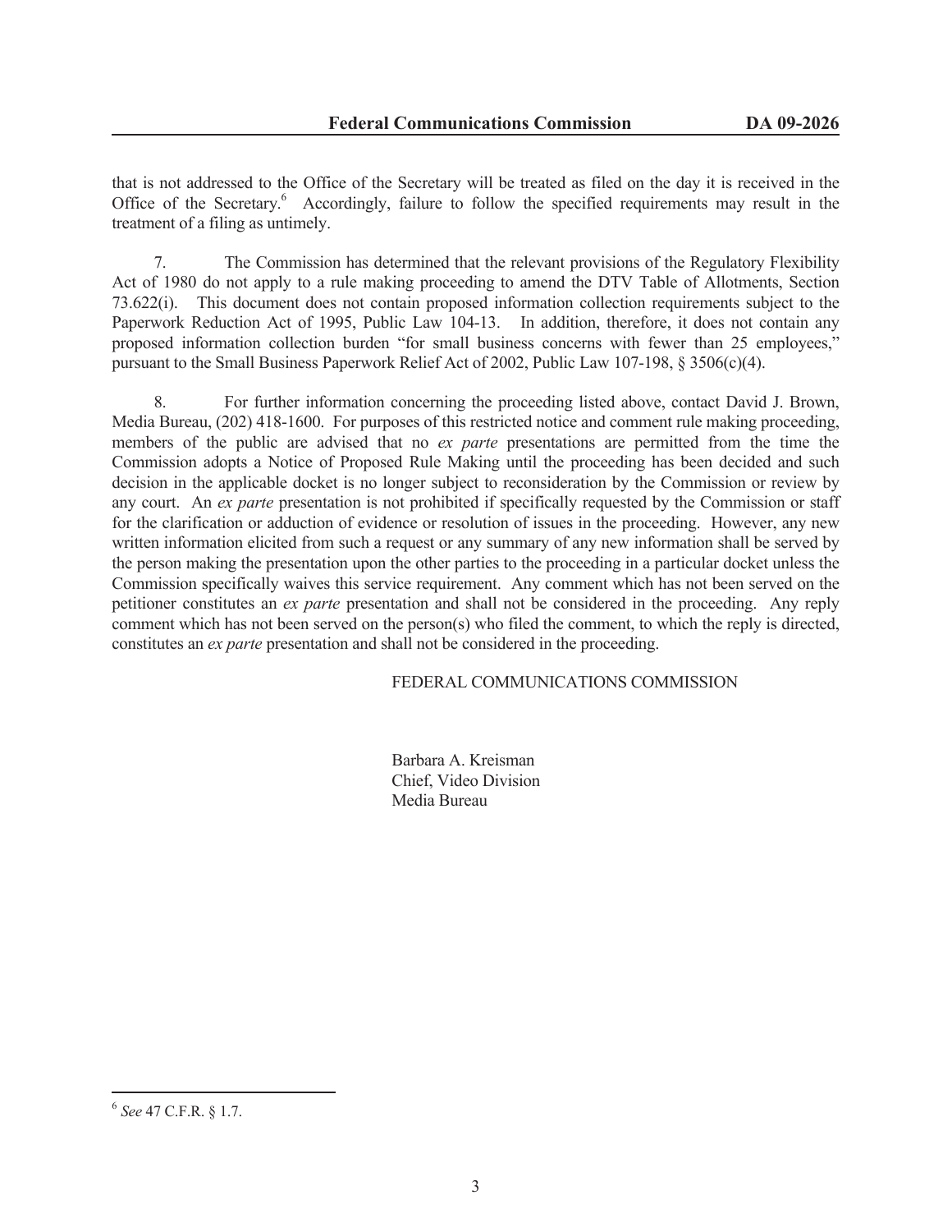that is not addressed to the Office of the Secretary will be treated as filed on the day it is received in the Office of the Secretary.[6] Accordingly, failure to follow the specified requirements may result in the treatment of a filing as untimely.

7. The Commission has determined that the relevant provisions of the Regulatory Flexibility Act of 1980 do not apply to a rule making proceeding to amend the DTV Table of Allotments, Section 73.622(i). This document does not contain proposed information collection requirements subject to the Paperwork Reduction Act of 1995, Public Law 104-13. In addition, therefore, it does not contain any proposed information collection burden "for small business concerns with fewer than 25 employees," pursuant to the Small Business Paperwork Relief Act of 2002, Public Law 107-198, § 3506(c)(4).

8. For further information concerning the proceeding listed above, contact David J. Brown, Media Bureau, (202) 418-1600. For purposes of this restricted notice and comment rule making proceeding, members of the public are advised that no *ex parte* presentations are permitted from the time the Commission adopts a Notice of Proposed Rule Making until the proceeding has been decided and such decision in the applicable docket is no longer subject to reconsideration by the Commission or review by any court. An *ex parte* presentation is not prohibited if specifically requested by the Commission or staff for the clarification or adduction of evidence or resolution of issues in the proceeding. However, any new written information elicited from such a request or any summary of any new information shall be served by the person making the presentation upon the other parties to the proceeding in a particular docket unless the Commission specifically waives this service requirement. Any comment which has not been served on the petitioner constitutes an *ex parte* presentation and shall not be considered in the proceeding. Any reply comment which has not been served on the person(s) who filed the comment, to which the reply is directed, constitutes an *ex parte* presentation and shall not be considered in the proceeding.

FEDERAL COMMUNICATIONS COMMISSION

Barbara A. Kreisman
Chief, Video Division
Media Bureau

---

[6] *See* 47 C.F.R. § 1.7.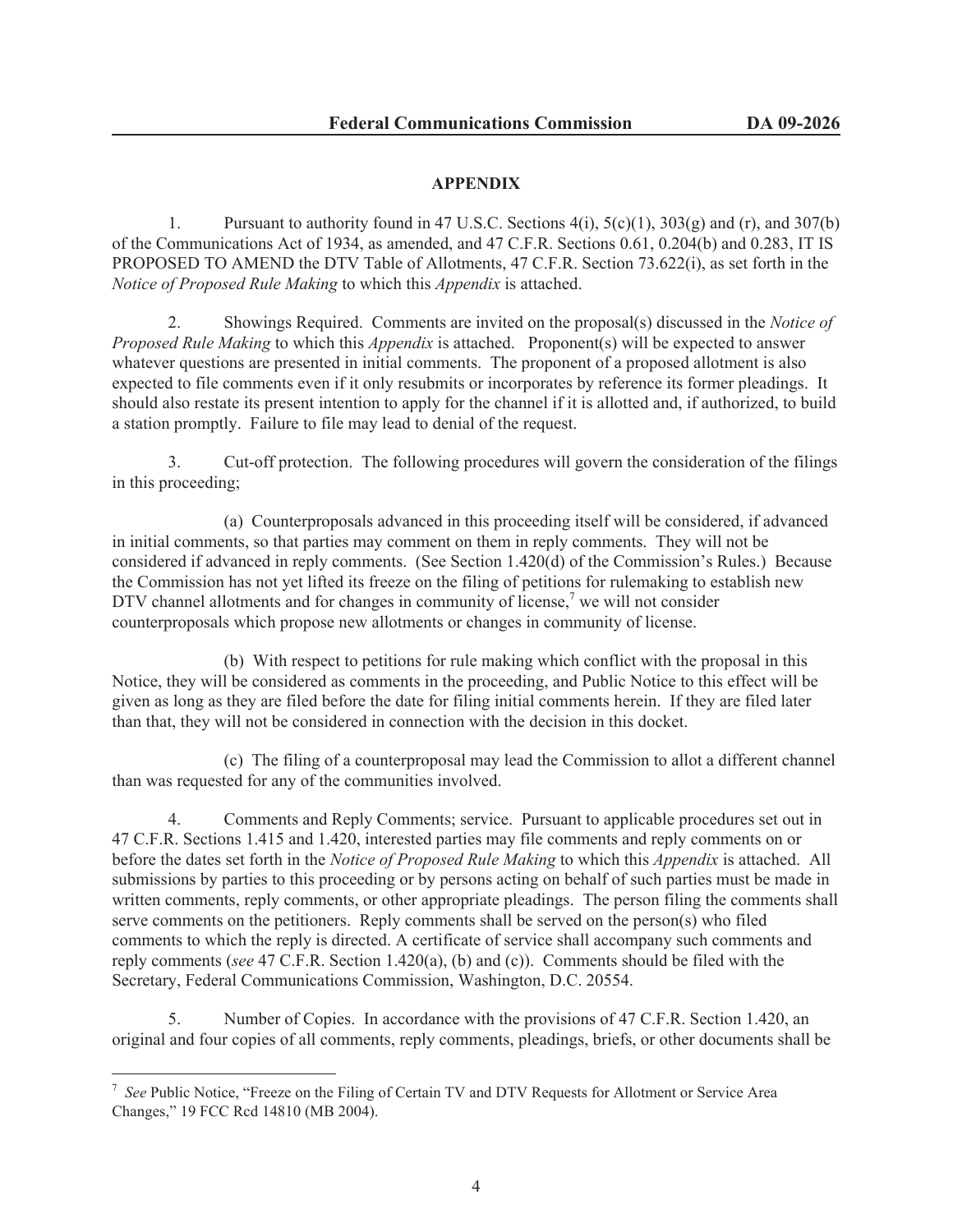## APPENDIX

1. Pursuant to authority found in 47 U.S.C. Sections 4(i), 5(c)(1), 303(g) and (r), and 307(b) of the Communications Act of 1934, as amended, and 47 C.F.R. Sections 0.61, 0.204(b) and 0.283, IT IS PROPOSED TO AMEND the DTV Table of Allotments, 47 C.F.R. Section 73.622(i), as set forth in the *Notice of Proposed Rule Making* to which this *Appendix* is attached.

2. Showings Required. Comments are invited on the proposal(s) discussed in the *Notice of Proposed Rule Making* to which this *Appendix* is attached. Proponent(s) will be expected to answer whatever questions are presented in initial comments. The proponent of a proposed allotment is also expected to file comments even if it only resubmits or incorporates by reference its former pleadings. It should also restate its present intention to apply for the channel if it is allotted and, if authorized, to build a station promptly. Failure to file may lead to denial of the request.

3. Cut-off protection. The following procedures will govern the consideration of the filings in this proceeding;

(a) Counterproposals advanced in this proceeding itself will be considered, if advanced in initial comments, so that parties may comment on them in reply comments. They will not be considered if advanced in reply comments. (See Section 1.420(d) of the Commission's Rules.) Because the Commission has not yet lifted its freeze on the filing of petitions for rulemaking to establish new DTV channel allotments and for changes in community of license,[7] we will not consider counterproposals which propose new allotments or changes in community of license.

(b) With respect to petitions for rule making which conflict with the proposal in this Notice, they will be considered as comments in the proceeding, and Public Notice to this effect will be given as long as they are filed before the date for filing initial comments herein. If they are filed later than that, they will not be considered in connection with the decision in this docket.

(c) The filing of a counterproposal may lead the Commission to allot a different channel than was requested for any of the communities involved.

4. Comments and Reply Comments; service. Pursuant to applicable procedures set out in 47 C.F.R. Sections 1.415 and 1.420, interested parties may file comments and reply comments on or before the dates set forth in the *Notice of Proposed Rule Making* to which this *Appendix* is attached. All submissions by parties to this proceeding or by persons acting on behalf of such parties must be made in written comments, reply comments, or other appropriate pleadings. The person filing the comments shall serve comments on the petitioners. Reply comments shall be served on the person(s) who filed comments to which the reply is directed. A certificate of service shall accompany such comments and reply comments (*see* 47 C.F.R. Section 1.420(a), (b) and (c)). Comments should be filed with the Secretary, Federal Communications Commission, Washington, D.C. 20554.

5. Number of Copies. In accordance with the provisions of 47 C.F.R. Section 1.420, an original and four copies of all comments, reply comments, pleadings, briefs, or other documents shall be

---

[7] *See* Public Notice, "Freeze on the Filing of Certain TV and DTV Requests for Allotment or Service Area Changes," 19 FCC Rcd 14810 (MB 2004).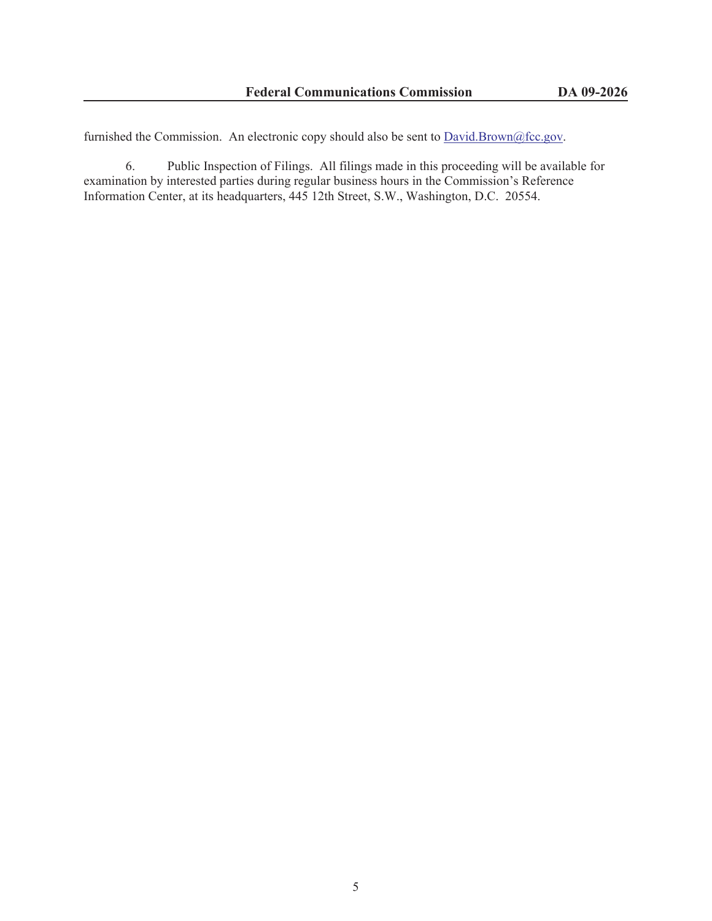furnished the Commission. An electronic copy should also be sent to David.Brown@fcc.gov.

6. Public Inspection of Filings. All filings made in this proceeding will be available for examination by interested parties during regular business hours in the Commission's Reference Information Center, at its headquarters, 445 12th Street, S.W., Washington, D.C. 20554.